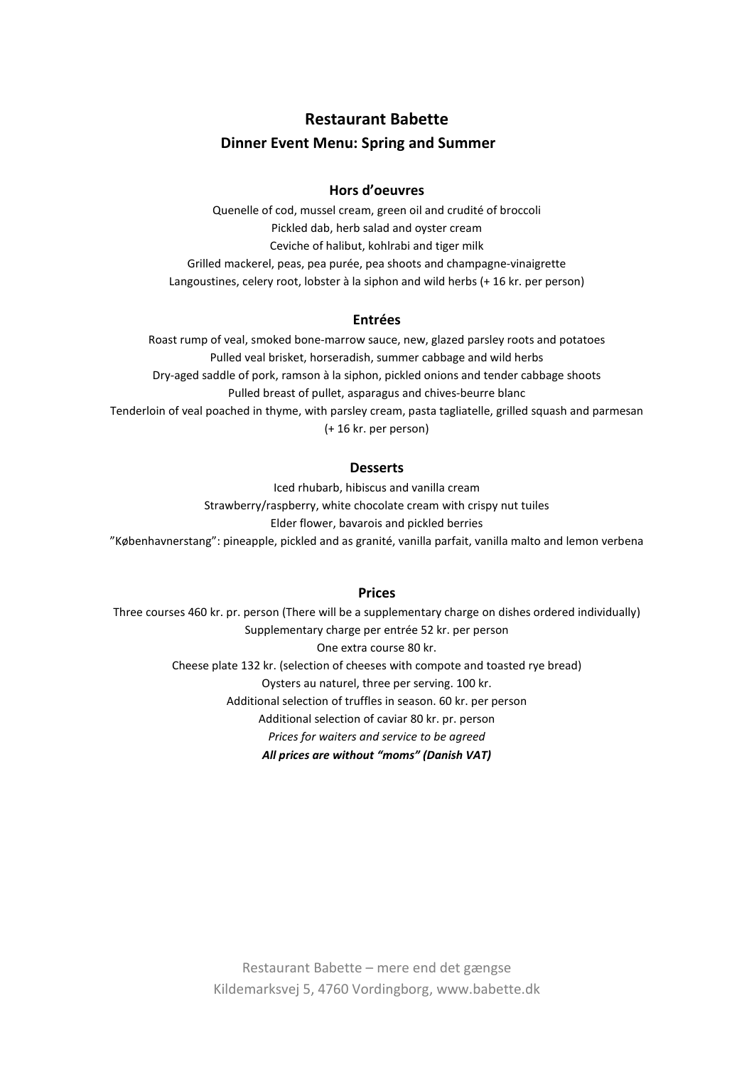# Restaurant Babette

## Dinner Event Menu: Spring and Summer

### Hors d'oeuvres

Quenelle of cod, mussel cream, green oil and crudité of broccoli
Pickled dab, herb salad and oyster cream
Ceviche of halibut, kohlrabi and tiger milk
Grilled mackerel, peas, pea purée, pea shoots and champagne-vinaigrette
Langoustines, celery root, lobster à la siphon and wild herbs (+ 16 kr. per person)

### Entrées

Roast rump of veal, smoked bone-marrow sauce, new, glazed parsley roots and potatoes
Pulled veal brisket, horseradish, summer cabbage and wild herbs
Dry-aged saddle of pork, ramson à la siphon, pickled onions and tender cabbage shoots
Pulled breast of pullet, asparagus and chives-beurre blanc
Tenderloin of veal poached in thyme, with parsley cream, pasta tagliatelle, grilled squash and parmesan (+ 16 kr. per person)

### Desserts

Iced rhubarb, hibiscus and vanilla cream
Strawberry/raspberry, white chocolate cream with crispy nut tuiles
Elder flower, bavarois and pickled berries
"Københavnerstang": pineapple, pickled and as granité, vanilla parfait, vanilla malto and lemon verbena

### Prices

Three courses 460 kr. pr. person (There will be a supplementary charge on dishes ordered individually)
Supplementary charge per entrée 52 kr. per person
One extra course 80 kr.
Cheese plate 132 kr. (selection of cheeses with compote and toasted rye bread)
Oysters au naturel, three per serving. 100 kr.
Additional selection of truffles in season. 60 kr. per person
Additional selection of caviar 80 kr. pr. person
*Prices for waiters and service to be agreed*
***All prices are without "moms" (Danish VAT)***

Restaurant Babette – mere end det gængse
Kildemarksvej 5, 4760 Vordingborg, www.babette.dk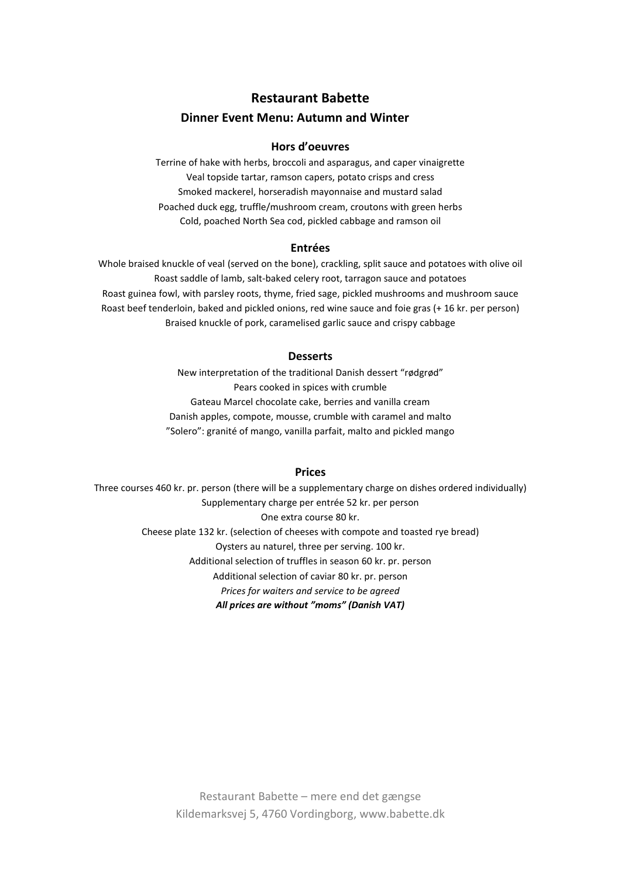# Restaurant Babette

## Dinner Event Menu: Autumn and Winter

### Hors d'oeuvres

Terrine of hake with herbs, broccoli and asparagus, and caper vinaigrette
Veal topside tartar, ramson capers, potato crisps and cress
Smoked mackerel, horseradish mayonnaise and mustard salad
Poached duck egg, truffle/mushroom cream, croutons with green herbs
Cold, poached North Sea cod, pickled cabbage and ramson oil

### Entrées

Whole braised knuckle of veal (served on the bone), crackling, split sauce and potatoes with olive oil
Roast saddle of lamb, salt-baked celery root, tarragon sauce and potatoes
Roast guinea fowl, with parsley roots, thyme, fried sage, pickled mushrooms and mushroom sauce
Roast beef tenderloin, baked and pickled onions, red wine sauce and foie gras (+ 16 kr. per person)
Braised knuckle of pork, caramelised garlic sauce and crispy cabbage

### Desserts

New interpretation of the traditional Danish dessert "rødgrød"
Pears cooked in spices with crumble
Gateau Marcel chocolate cake, berries and vanilla cream
Danish apples, compote, mousse, crumble with caramel and malto
"Solero": granité of mango, vanilla parfait, malto and pickled mango

### Prices

Three courses 460 kr. pr. person (there will be a supplementary charge on dishes ordered individually)
Supplementary charge per entrée 52 kr. per person
One extra course 80 kr.
Cheese plate 132 kr. (selection of cheeses with compote and toasted rye bread)
Oysters au naturel, three per serving. 100 kr.
Additional selection of truffles in season 60 kr. pr. person
Additional selection of caviar 80 kr. pr. person
*Prices for waiters and service to be agreed*
***All prices are without "moms" (Danish VAT)***